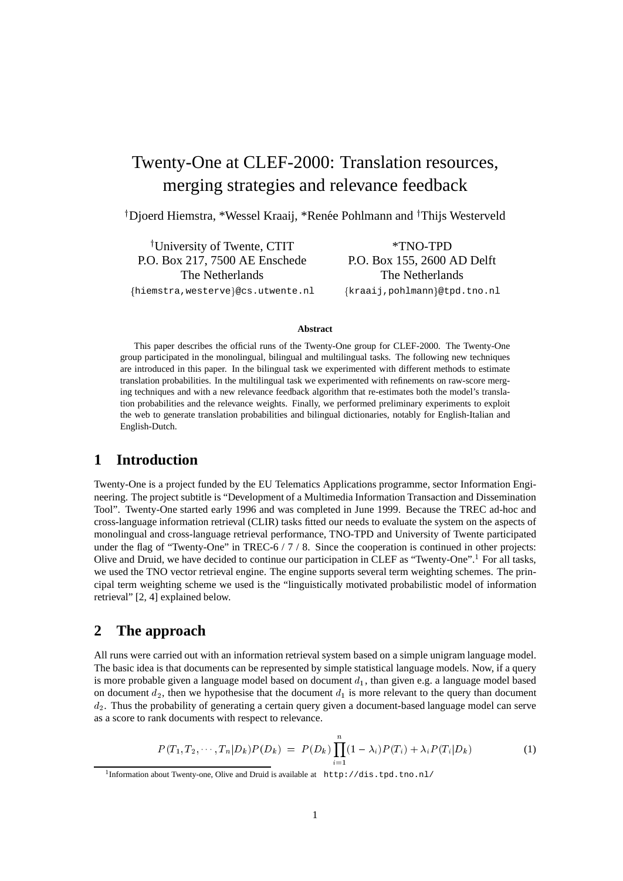# Twenty-One at CLEF-2000: Translation resources, merging strategies and relevance feedback

[†]Djoerd Hiemstra, *Wessel Kraaij, *Renée Pohlmann and [†]Thijs Westerveld

[†]University of Twente, CTIT
P.O. Box 217, 7500 AE Enschede
The Netherlands
{hiemstra,westerve}@cs.utwente.nl

*TNO-TPD
P.O. Box 155, 2600 AD Delft
The Netherlands
{kraaij,pohlmann}@tpd.tno.nl

**Abstract**

This paper describes the official runs of the Twenty-One group for CLEF-2000. The Twenty-One group participated in the monolingual, bilingual and multilingual tasks. The following new techniques are introduced in this paper. In the bilingual task we experimented with different methods to estimate translation probabilities. In the multilingual task we experimented with refinements on raw-score merging techniques and with a new relevance feedback algorithm that re-estimates both the model's translation probabilities and the relevance weights. Finally, we performed preliminary experiments to exploit the web to generate translation probabilities and bilingual dictionaries, notably for English-Italian and English-Dutch.

## 1 Introduction

Twenty-One is a project funded by the EU Telematics Applications programme, sector Information Engineering. The project subtitle is "Development of a Multimedia Information Transaction and Dissemination Tool". Twenty-One started early 1996 and was completed in June 1999. Because the TREC ad-hoc and cross-language information retrieval (CLIR) tasks fitted our needs to evaluate the system on the aspects of monolingual and cross-language retrieval performance, TNO-TPD and University of Twente participated under the flag of "Twenty-One" in TREC-6 / 7 / 8. Since the cooperation is continued in other projects: Olive and Druid, we have decided to continue our participation in CLEF as "Twenty-One".[1] For all tasks, we used the TNO vector retrieval engine. The engine supports several term weighting schemes. The principal term weighting scheme we used is the "linguistically motivated probabilistic model of information retrieval" [2, 4] explained below.

## 2 The approach

All runs were carried out with an information retrieval system based on a simple unigram language model. The basic idea is that documents can be represented by simple statistical language models. Now, if a query is more probable given a language model based on document $d_1$, than given e.g. a language model based on document $d_2$, then we hypothesise that the document $d_1$ is more relevant to the query than document $d_2$. Thus the probability of generating a certain query given a document-based language model can serve as a score to rank documents with respect to relevance.

$$P(T_1, T_2, \cdots, T_n | D_k) P(D_k) \;=\; P(D_k) \prod_{i=1}^{n} (1 - \lambda_i) P(T_i) + \lambda_i P(T_i | D_k) \tag{1}$$

[1] Information about Twenty-one, Olive and Druid is available at `http://dis.tpd.tno.nl/`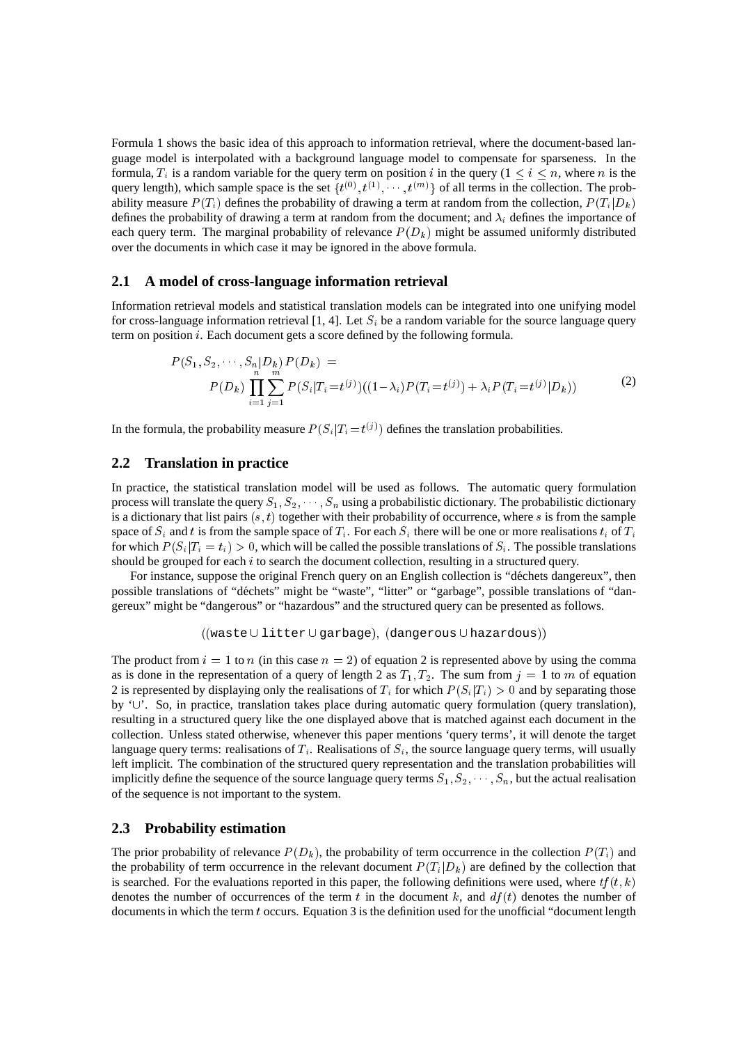Formula 1 shows the basic idea of this approach to information retrieval, where the document-based language model is interpolated with a background language model to compensate for sparseness. In the formula, $T_i$ is a random variable for the query term on position $i$ in the query ($1 \leq i \leq n$, where $n$ is the query length), which sample space is the set $\{t^{(0)}, t^{(1)}, \cdots, t^{(m)}\}$ of all terms in the collection. The probability measure $P(T_i)$ defines the probability of drawing a term at random from the collection, $P(T_i|D_k)$ defines the probability of drawing a term at random from the document; and $\lambda_i$ defines the importance of each query term. The marginal probability of relevance $P(D_k)$ might be assumed uniformly distributed over the documents in which case it may be ignored in the above formula.

## 2.1 A model of cross-language information retrieval

Information retrieval models and statistical translation models can be integrated into one unifying model for cross-language information retrieval [1, 4]. Let $S_i$ be a random variable for the source language query term on position $i$. Each document gets a score defined by the following formula.

$$P(S_1, S_2, \cdots, S_n|D_k)\,P(D_k) = \\ P(D_k) \prod_{i=1}^{n} \sum_{j=1}^{m} P(S_i|T_i\!=\!t^{(j)})((1\!-\!\lambda_i)P(T_i\!=\!t^{(j)}) + \lambda_i P(T_i\!=\!t^{(j)}|D_k)) \tag{2}$$

In the formula, the probability measure $P(S_i|T_i\!=\!t^{(j)})$ defines the translation probabilities.

## 2.2 Translation in practice

In practice, the statistical translation model will be used as follows. The automatic query formulation process will translate the query $S_1, S_2, \cdots, S_n$ using a probabilistic dictionary. The probabilistic dictionary is a dictionary that list pairs $(s, t)$ together with their probability of occurrence, where $s$ is from the sample space of $S_i$ and $t$ is from the sample space of $T_i$. For each $S_i$ there will be one or more realisations $t_i$ of $T_i$ for which $P(S_i|T_i = t_i) > 0$, which will be called the possible translations of $S_i$. The possible translations should be grouped for each $i$ to search the document collection, resulting in a structured query.

For instance, suppose the original French query on an English collection is "déchets dangereux", then possible translations of "déchets" might be "waste", "litter" or "garbage", possible translations of "dangereux" might be "dangerous" or "hazardous" and the structured query can be presented as follows.

$$((\texttt{waste} \cup \texttt{litter} \cup \texttt{garbage}),\ (\texttt{dangerous} \cup \texttt{hazardous}))$$

The product from $i = 1$ to $n$ (in this case $n = 2$) of equation 2 is represented above by using the comma as is done in the representation of a query of length 2 as $T_1, T_2$. The sum from $j = 1$ to $m$ of equation 2 is represented by displaying only the realisations of $T_i$ for which $P(S_i|T_i) > 0$ and by separating those by '$\cup$'. So, in practice, translation takes place during automatic query formulation (query translation), resulting in a structured query like the one displayed above that is matched against each document in the collection. Unless stated otherwise, whenever this paper mentions 'query terms', it will denote the target language query terms: realisations of $T_i$. Realisations of $S_i$, the source language query terms, will usually left implicit. The combination of the structured query representation and the translation probabilities will implicitly define the sequence of the source language query terms $S_1, S_2, \cdots, S_n$, but the actual realisation of the sequence is not important to the system.

## 2.3 Probability estimation

The prior probability of relevance $P(D_k)$, the probability of term occurrence in the collection $P(T_i)$ and the probability of term occurrence in the relevant document $P(T_i|D_k)$ are defined by the collection that is searched. For the evaluations reported in this paper, the following definitions were used, where $tf(t, k)$ denotes the number of occurrences of the term $t$ in the document $k$, and $df(t)$ denotes the number of documents in which the term $t$ occurs. Equation 3 is the definition used for the unofficial "document length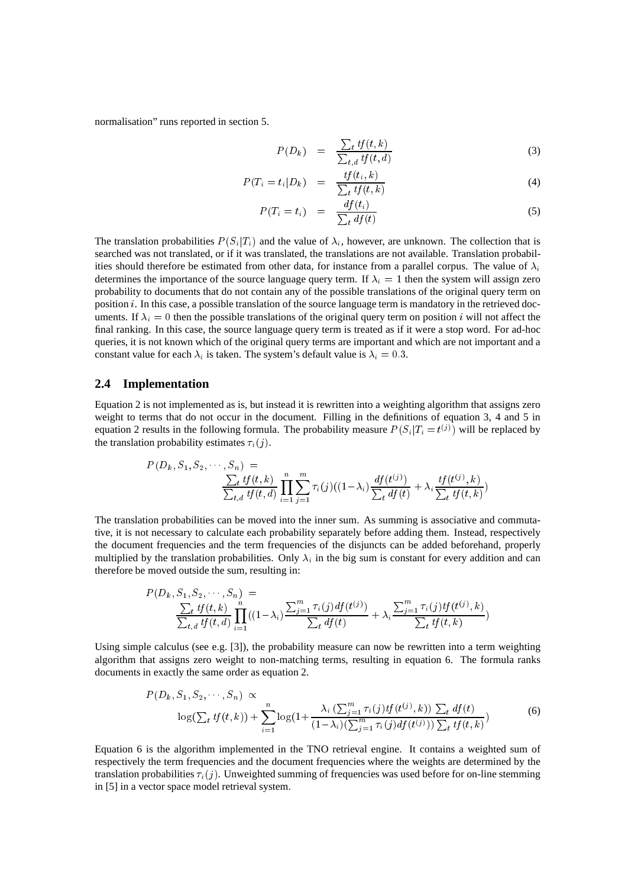normalisation" runs reported in section 5.

$$P(D_k) = \frac{\sum_t tf(t,k)}{\sum_{t,d} tf(t,d)} \tag{3}$$

$$P(T_i = t_i | D_k) = \frac{tf(t_i,k)}{\sum_t tf(t,k)} \tag{4}$$

$$P(T_i = t_i) = \frac{df(t_i)}{\sum_t df(t)} \tag{5}$$

The translation probabilities $P(S_i|T_i)$ and the value of $\lambda_i$, however, are unknown. The collection that is searched was not translated, or if it was translated, the translations are not available. Translation probabilities should therefore be estimated from other data, for instance from a parallel corpus. The value of $\lambda_i$ determines the importance of the source language query term. If $\lambda_i = 1$ then the system will assign zero probability to documents that do not contain any of the possible translations of the original query term on position $i$. In this case, a possible translation of the source language term is mandatory in the retrieved documents. If $\lambda_i = 0$ then the possible translations of the original query term on position $i$ will not affect the final ranking. In this case, the source language query term is treated as if it were a stop word. For ad-hoc queries, it is not known which of the original query terms are important and which are not important and a constant value for each $\lambda_i$ is taken. The system's default value is $\lambda_i = 0.3$.

## 2.4 Implementation

Equation 2 is not implemented as is, but instead it is rewritten into a weighting algorithm that assigns zero weight to terms that do not occur in the document. Filling in the definitions of equation 3, 4 and 5 in equation 2 results in the following formula. The probability measure $P(S_i|T_i = t^{(j)})$ will be replaced by the translation probability estimates $\tau_i(j)$.

$$P(D_k, S_1, S_2, \cdots, S_n) = \frac{\sum_t tf(t,k)}{\sum_{t,d} tf(t,d)} \prod_{i=1}^{n} \sum_{j=1}^{m} \tau_i(j)((1-\lambda_i)\frac{df(t^{(j)})}{\sum_t df(t)} + \lambda_i \frac{tf(t^{(j)},k)}{\sum_t tf(t,k)})$$

The translation probabilities can be moved into the inner sum. As summing is associative and commutative, it is not necessary to calculate each probability separately before adding them. Instead, respectively the document frequencies and the term frequencies of the disjuncts can be added beforehand, properly multiplied by the translation probabilities. Only $\lambda_i$ in the big sum is constant for every addition and can therefore be moved outside the sum, resulting in:

$$P(D_k, S_1, S_2, \cdots, S_n) = \frac{\sum_t tf(t,k)}{\sum_{t,d} tf(t,d)} \prod_{i=1}^{n} ((1-\lambda_i)\frac{\sum_{j=1}^{m} \tau_i(j) df(t^{(j)})}{\sum_t df(t)} + \lambda_i \frac{\sum_{j=1}^{m} \tau_i(j) tf(t^{(j)},k)}{\sum_t tf(t,k)})$$

Using simple calculus (see e.g. [3]), the probability measure can now be rewritten into a term weighting algorithm that assigns zero weight to non-matching terms, resulting in equation 6. The formula ranks documents in exactly the same order as equation 2.

$$P(D_k, S_1, S_2, \cdots, S_n) \propto \log(\textstyle\sum_t tf(t,k)) + \displaystyle\sum_{i=1}^{n} \log(1 + \frac{\lambda_i \, (\sum_{j=1}^{m} \tau_i(j) tf(t^{(j)},k)) \, \sum_t df(t)}{(1-\lambda_i)(\sum_{j=1}^{m} \tau_i(j) df(t^{(j)})) \sum_t tf(t,k)}) \tag{6}$$

Equation 6 is the algorithm implemented in the TNO retrieval engine. It contains a weighted sum of respectively the term frequencies and the document frequencies where the weights are determined by the translation probabilities $\tau_i(j)$. Unweighted summing of frequencies was used before for on-line stemming in [5] in a vector space model retrieval system.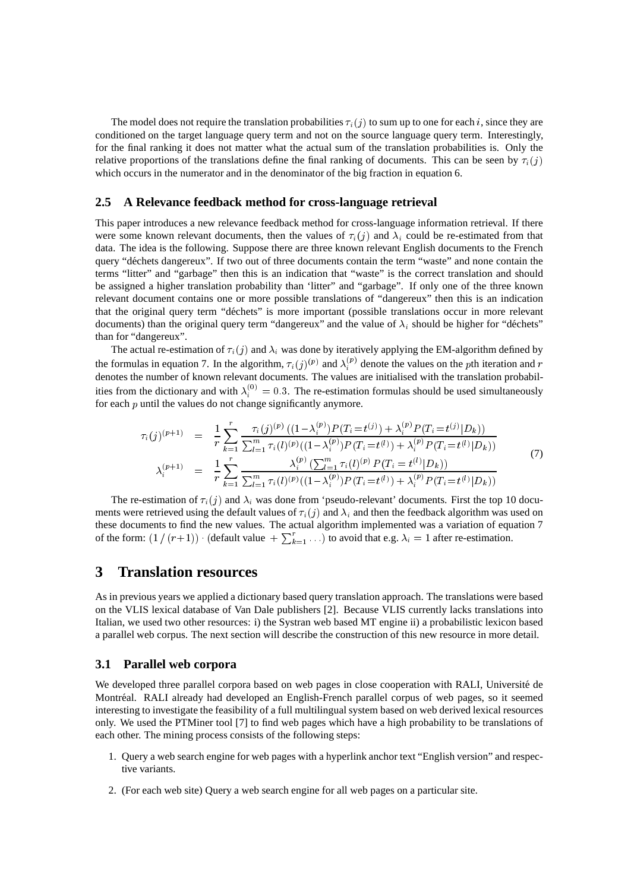The model does not require the translation probabilities $\tau_i(j)$ to sum up to one for each $i$, since they are conditioned on the target language query term and not on the source language query term. Interestingly, for the final ranking it does not matter what the actual sum of the translation probabilities is. Only the relative proportions of the translations define the final ranking of documents. This can be seen by $\tau_i(j)$ which occurs in the numerator and in the denominator of the big fraction in equation 6.

### 2.5 A Relevance feedback method for cross-language retrieval

This paper introduces a new relevance feedback method for cross-language information retrieval. If there were some known relevant documents, then the values of $\tau_i(j)$ and $\lambda_i$ could be re-estimated from that data. The idea is the following. Suppose there are three known relevant English documents to the French query "déchets dangereux". If two out of three documents contain the term "waste" and none contain the terms "litter" and "garbage" then this is an indication that "waste" is the correct translation and should be assigned a higher translation probability than 'litter" and "garbage". If only one of the three known relevant document contains one or more possible translations of "dangereux" then this is an indication that the original query term "déchets" is more important (possible translations occur in more relevant documents) than the original query term "dangereux" and the value of $\lambda_i$ should be higher for "déchets" than for "dangereux".

The actual re-estimation of $\tau_i(j)$ and $\lambda_i$ was done by iteratively applying the EM-algorithm defined by the formulas in equation 7. In the algorithm, $\tau_i(j)^{(p)}$ and $\lambda_i^{(p)}$ denote the values on the $p$th iteration and $r$ denotes the number of known relevant documents. The values are initialised with the translation probabilities from the dictionary and with $\lambda_i^{(0)} = 0.3$. The re-estimation formulas should be used simultaneously for each $p$ until the values do not change significantly anymore.

$$
\begin{aligned}
\tau_i(j)^{(p+1)} &= \frac{1}{r}\sum_{k=1}^{r} \frac{\tau_i(j)^{(p)}\,((1-\lambda_i^{(p)})P(T_i=t^{(j)}) + \lambda_i^{(p)}P(T_i=t^{(j)}|D_k))}{\sum_{l=1}^{m}\tau_i(l)^{(p)}((1-\lambda_i^{(p)})P(T_i=t^{(l)}) + \lambda_i^{(p)}P(T_i=t^{(l)}|D_k))} \\
\lambda_i^{(p+1)} &= \frac{1}{r}\sum_{k=1}^{r} \frac{\lambda_i^{(p)}\,(\sum_{l=1}^{m}\tau_i(l)^{(p)}\,P(T_i=t^{(l)}|D_k))}{\sum_{l=1}^{m}\tau_i(l)^{(p)}((1-\lambda_i^{(p)})P(T_i=t^{(l)}) + \lambda_i^{(p)}P(T_i=t^{(l)}|D_k))}
\end{aligned}
\tag{7}
$$

The re-estimation of $\tau_i(j)$ and $\lambda_i$ was done from 'pseudo-relevant' documents. First the top 10 documents were retrieved using the default values of $\tau_i(j)$ and $\lambda_i$ and then the feedback algorithm was used on these documents to find the new values. The actual algorithm implemented was a variation of equation 7 of the form: $(1\,/\,(r+1))\cdot$ (default value $+\sum_{k=1}^{r}\ldots$) to avoid that e.g. $\lambda_i = 1$ after re-estimation.

## 3 Translation resources

As in previous years we applied a dictionary based query translation approach. The translations were based on the VLIS lexical database of Van Dale publishers [2]. Because VLIS currently lacks translations into Italian, we used two other resources: i) the Systran web based MT engine ii) a probabilistic lexicon based a parallel web corpus. The next section will describe the construction of this new resource in more detail.

### 3.1 Parallel web corpora

We developed three parallel corpora based on web pages in close cooperation with RALI, Université de Montréal. RALI already had developed an English-French parallel corpus of web pages, so it seemed interesting to investigate the feasibility of a full multilingual system based on web derived lexical resources only. We used the PTMiner tool [7] to find web pages which have a high probability to be translations of each other. The mining process consists of the following steps:

1. Query a web search engine for web pages with a hyperlink anchor text "English version" and respective variants.
2. (For each web site) Query a web search engine for all web pages on a particular site.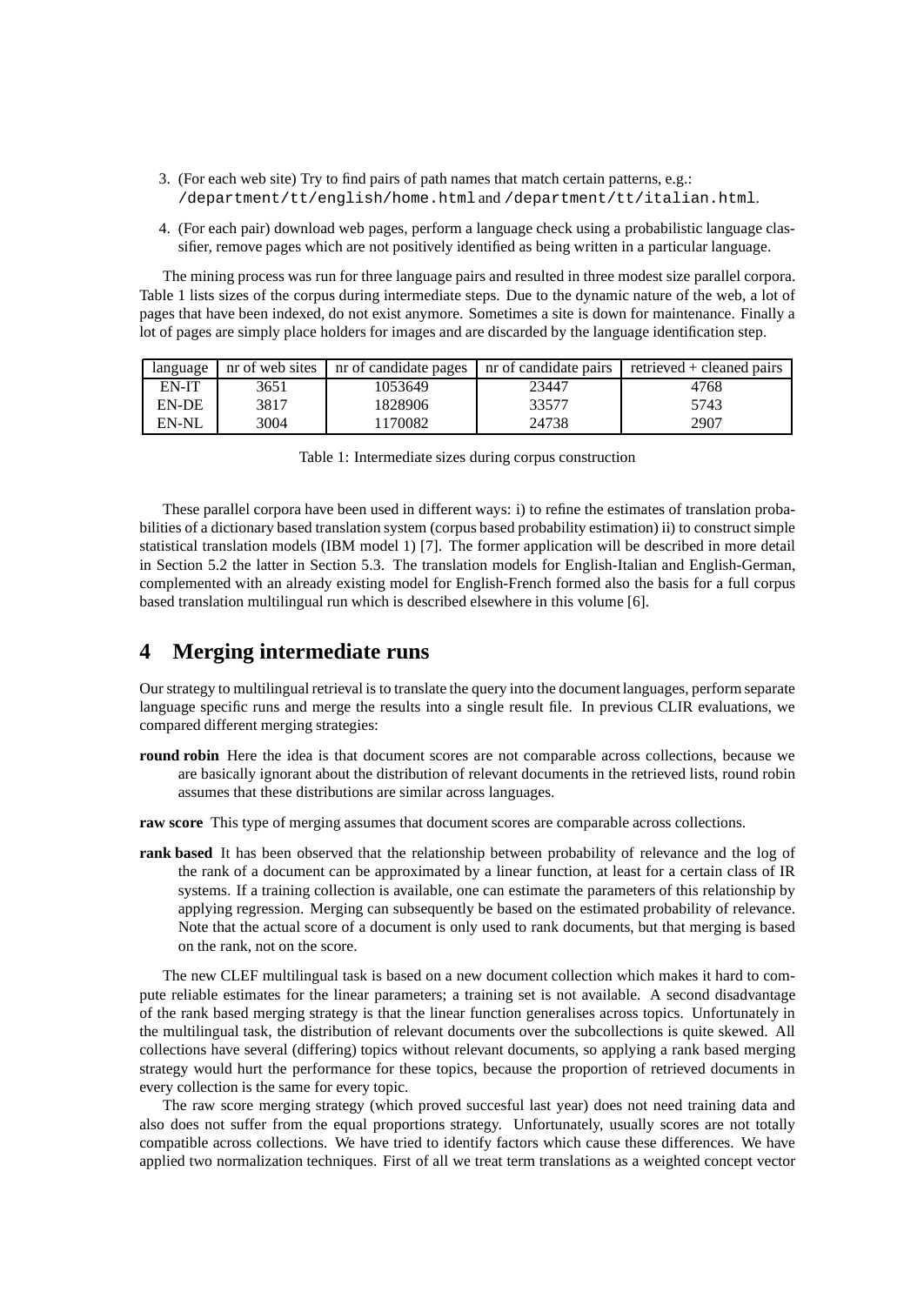3. (For each web site) Try to find pairs of path names that match certain patterns, e.g.: `/department/tt/english/home.html` and `/department/tt/italian.html`.

4. (For each pair) download web pages, perform a language check using a probabilistic language classifier, remove pages which are not positively identified as being written in a particular language.

The mining process was run for three language pairs and resulted in three modest size parallel corpora. Table 1 lists sizes of the corpus during intermediate steps. Due to the dynamic nature of the web, a lot of pages that have been indexed, do not exist anymore. Sometimes a site is down for maintenance. Finally a lot of pages are simply place holders for images and are discarded by the language identification step.

| language | nr of web sites | nr of candidate pages | nr of candidate pairs | retrieved + cleaned pairs |
|---|---|---|---|---|
| EN-IT | 3651 | 1053649 | 23447 | 4768 |
| EN-DE | 3817 | 1828906 | 33577 | 5743 |
| EN-NL | 3004 | 1170082 | 24738 | 2907 |

Table 1: Intermediate sizes during corpus construction

These parallel corpora have been used in different ways: i) to refine the estimates of translation probabilities of a dictionary based translation system (corpus based probability estimation) ii) to construct simple statistical translation models (IBM model 1) [7]. The former application will be described in more detail in Section 5.2 the latter in Section 5.3. The translation models for English-Italian and English-German, complemented with an already existing model for English-French formed also the basis for a full corpus based translation multilingual run which is described elsewhere in this volume [6].

## 4 Merging intermediate runs

Our strategy to multilingual retrieval is to translate the query into the document languages, perform separate language specific runs and merge the results into a single result file. In previous CLIR evaluations, we compared different merging strategies:

**round robin** Here the idea is that document scores are not comparable across collections, because we are basically ignorant about the distribution of relevant documents in the retrieved lists, round robin assumes that these distributions are similar across languages.

**raw score** This type of merging assumes that document scores are comparable across collections.

**rank based** It has been observed that the relationship between probability of relevance and the log of the rank of a document can be approximated by a linear function, at least for a certain class of IR systems. If a training collection is available, one can estimate the parameters of this relationship by applying regression. Merging can subsequently be based on the estimated probability of relevance. Note that the actual score of a document is only used to rank documents, but that merging is based on the rank, not on the score.

The new CLEF multilingual task is based on a new document collection which makes it hard to compute reliable estimates for the linear parameters; a training set is not available. A second disadvantage of the rank based merging strategy is that the linear function generalises across topics. Unfortunately in the multilingual task, the distribution of relevant documents over the subcollections is quite skewed. All collections have several (differing) topics without relevant documents, so applying a rank based merging strategy would hurt the performance for these topics, because the proportion of retrieved documents in every collection is the same for every topic.

The raw score merging strategy (which proved succesful last year) does not need training data and also does not suffer from the equal proportions strategy. Unfortunately, usually scores are not totally compatible across collections. We have tried to identify factors which cause these differences. We have applied two normalization techniques. First of all we treat term translations as a weighted concept vector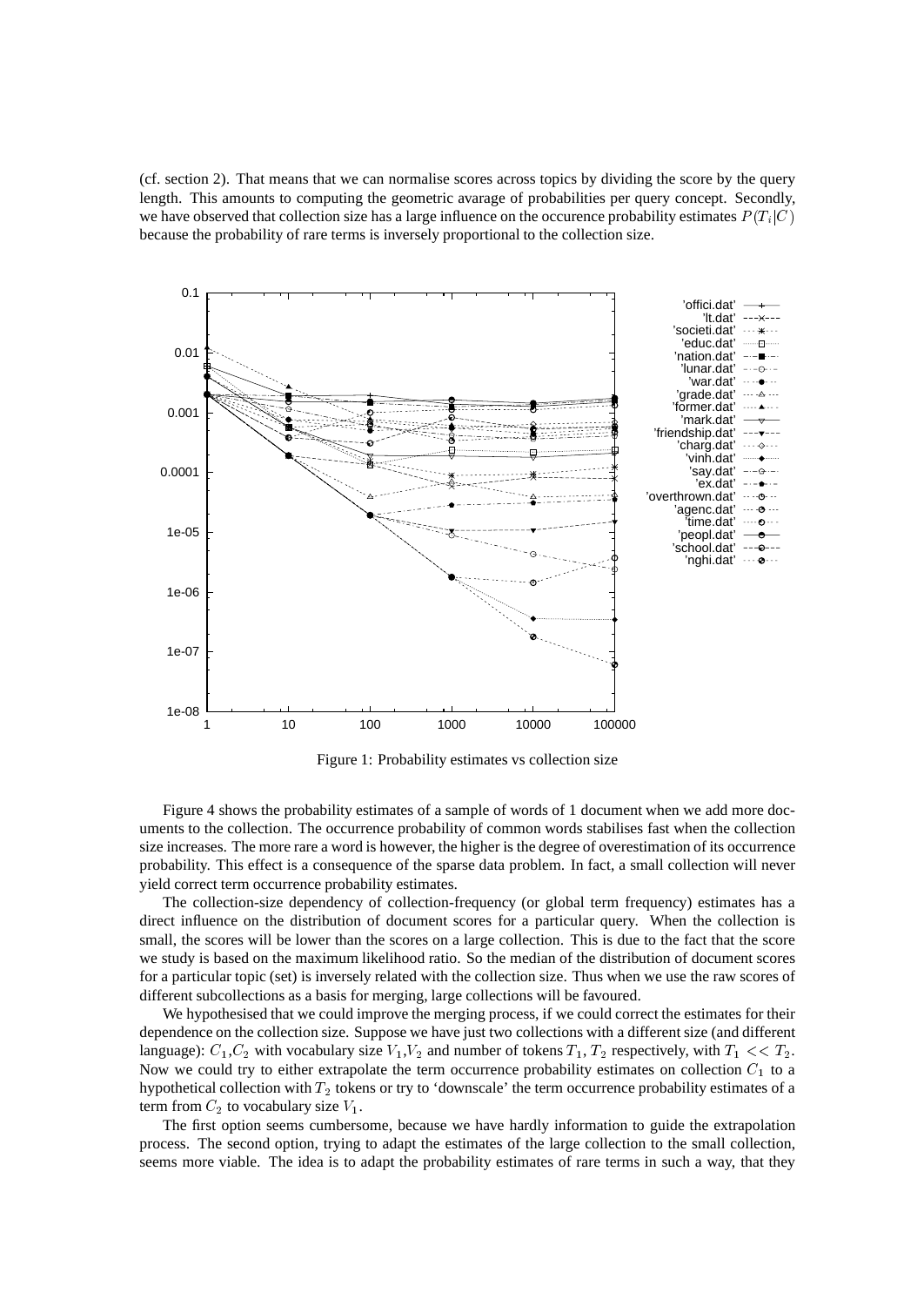(cf. section 2). That means that we can normalise scores across topics by dividing the score by the query length. This amounts to computing the geometric avarage of probabilities per query concept. Secondly, we have observed that collection size has a large influence on the occurence probability estimates $P(T_i|C)$ because the probability of rare terms is inversely proportional to the collection size.

0.1
0.01
0.001
0.0001
1e-05
1e-06
1e-07
1e-08
1
10
100
1000
10000
100000
'offici.dat'
'lt.dat'
'societi.dat'
'educ.dat'
'nation.dat'
'lunar.dat'
'war.dat'
'grade.dat'
'former.dat'
'mark.dat'
'friendship.dat'
'charg.dat'
'vinh.dat'
'say.dat'
'ex.dat'
'overthrown.dat'
'agenc.dat'
'time.dat'
'peopl.dat'
'school.dat'
'nghi.dat'

Figure 1: Probability estimates vs collection size

Figure 4 shows the probability estimates of a sample of words of 1 document when we add more documents to the collection. The occurrence probability of common words stabilises fast when the collection size increases. The more rare a word is however, the higher is the degree of overestimation of its occurrence probability. This effect is a consequence of the sparse data problem. In fact, a small collection will never yield correct term occurrence probability estimates.

The collection-size dependency of collection-frequency (or global term frequency) estimates has a direct influence on the distribution of document scores for a particular query. When the collection is small, the scores will be lower than the scores on a large collection. This is due to the fact that the score we study is based on the maximum likelihood ratio. So the median of the distribution of document scores for a particular topic (set) is inversely related with the collection size. Thus when we use the raw scores of different subcollections as a basis for merging, large collections will be favoured.

We hypothesised that we could improve the merging process, if we could correct the estimates for their dependence on the collection size. Suppose we have just two collections with a different size (and different language): $C_1$,$C_2$ with vocabulary size $V_1$,$V_2$ and number of tokens $T_1$, $T_2$ respectively, with $T_1 << T_2$. Now we could try to either extrapolate the term occurrence probability estimates on collection $C_1$ to a hypothetical collection with $T_2$ tokens or try to 'downscale' the term occurrence probability estimates of a term from $C_2$ to vocabulary size $V_1$.

The first option seems cumbersome, because we have hardly information to guide the extrapolation process. The second option, trying to adapt the estimates of the large collection to the small collection, seems more viable. The idea is to adapt the probability estimates of rare terms in such a way, that they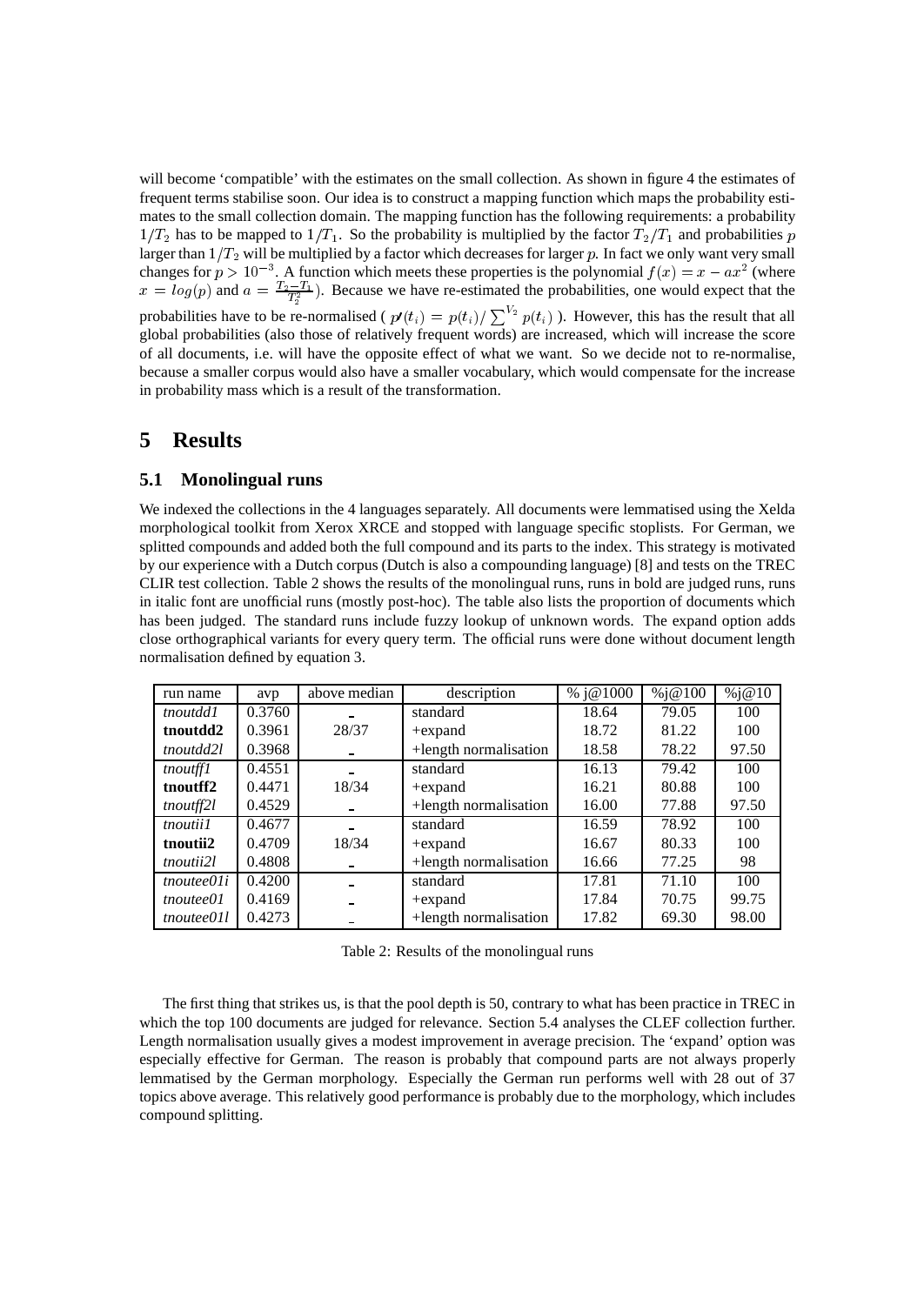will become 'compatible' with the estimates on the small collection. As shown in figure 4 the estimates of frequent terms stabilise soon. Our idea is to construct a mapping function which maps the probability estimates to the small collection domain. The mapping function has the following requirements: a probability $1/T_2$ has to be mapped to $1/T_1$. So the probability is multiplied by the factor $T_2/T_1$ and probabilities $p$ larger than $1/T_2$ will be multiplied by a factor which decreases for larger $p$. In fact we only want very small changes for $p > 10^{-3}$. A function which meets these properties is the polynomial $f(x) = x - ax^2$ (where $x = log(p)$ and $a = \frac{T_2 - T_1}{T_2^2}$). Because we have re-estimated the probabilities, one would expect that the probabilities have to be re-normalised ( $p\prime(t_i) = p(t_i)/\sum^{V_2} p(t_i)$ ). However, this has the result that all global probabilities (also those of relatively frequent words) are increased, which will increase the score of all documents, i.e. will have the opposite effect of what we want. So we decide not to re-normalise, because a smaller corpus would also have a smaller vocabulary, which would compensate for the increase in probability mass which is a result of the transformation.

# 5 Results

## 5.1 Monolingual runs

We indexed the collections in the 4 languages separately. All documents were lemmatised using the Xelda morphological toolkit from Xerox XRCE and stopped with language specific stoplists. For German, we splitted compounds and added both the full compound and its parts to the index. This strategy is motivated by our experience with a Dutch corpus (Dutch is also a compounding language) [8] and tests on the TREC CLIR test collection. Table 2 shows the results of the monolingual runs, runs in bold are judged runs, runs in italic font are unofficial runs (mostly post-hoc). The table also lists the proportion of documents which has been judged. The standard runs include fuzzy lookup of unknown words. The expand option adds close orthographical variants for every query term. The official runs were done without document length normalisation defined by equation 3.

| run name | avp | above median | description | % j@1000 | %j@100 | %j@10 |
|---|---|---|---|---|---|---|
| *tnoutdd1* | 0.3760 | - | standard | 18.64 | 79.05 | 100 |
| **tnoutdd2** | 0.3961 | 28/37 | +expand | 18.72 | 81.22 | 100 |
| *tnoutdd2l* | 0.3968 | - | +length normalisation | 18.58 | 78.22 | 97.50 |
| *tnoutff1* | 0.4551 | - | standard | 16.13 | 79.42 | 100 |
| **tnoutff2** | 0.4471 | 18/34 | +expand | 16.21 | 80.88 | 100 |
| *tnoutff2l* | 0.4529 | - | +length normalisation | 16.00 | 77.88 | 97.50 |
| *tnoutii1* | 0.4677 | - | standard | 16.59 | 78.92 | 100 |
| **tnoutii2** | 0.4709 | 18/34 | +expand | 16.67 | 80.33 | 100 |
| *tnoutii2l* | 0.4808 | - | +length normalisation | 16.66 | 77.25 | 98 |
| *tnoutee01i* | 0.4200 | - | standard | 17.81 | 71.10 | 100 |
| *tnoutee01* | 0.4169 | - | +expand | 17.84 | 70.75 | 99.75 |
| *tnoutee01l* | 0.4273 | - | +length normalisation | 17.82 | 69.30 | 98.00 |

Table 2: Results of the monolingual runs

The first thing that strikes us, is that the pool depth is 50, contrary to what has been practice in TREC in which the top 100 documents are judged for relevance. Section 5.4 analyses the CLEF collection further. Length normalisation usually gives a modest improvement in average precision. The 'expand' option was especially effective for German. The reason is probably that compound parts are not always properly lemmatised by the German morphology. Especially the German run performs well with 28 out of 37 topics above average. This relatively good performance is probably due to the morphology, which includes compound splitting.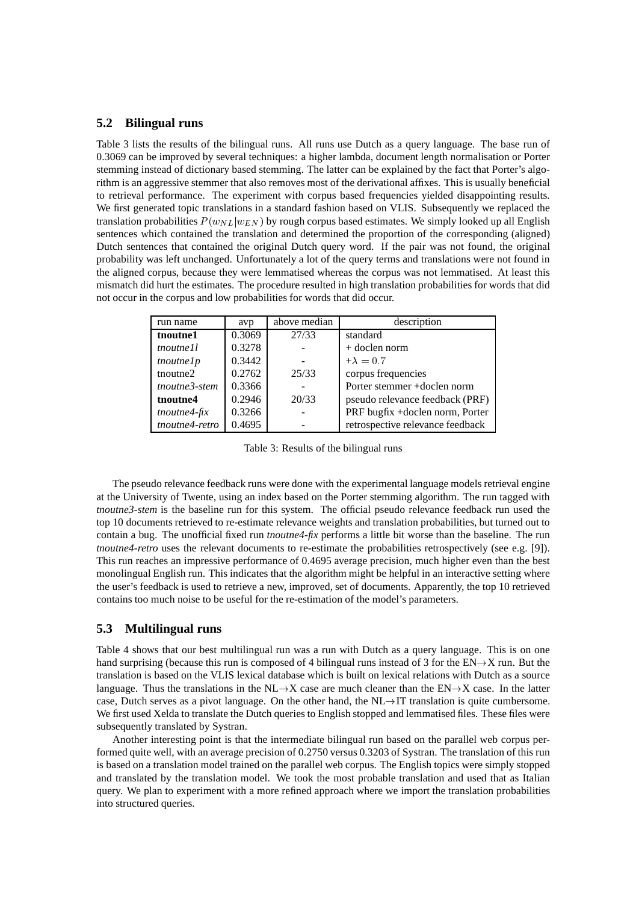## 5.2 Bilingual runs

Table 3 lists the results of the bilingual runs. All runs use Dutch as a query language. The base run of 0.3069 can be improved by several techniques: a higher lambda, document length normalisation or Porter stemming instead of dictionary based stemming. The latter can be explained by the fact that Porter's algorithm is an aggressive stemmer that also removes most of the derivational affixes. This is usually beneficial to retrieval performance. The experiment with corpus based frequencies yielded disappointing results. We first generated topic translations in a standard fashion based on VLIS. Subsequently we replaced the translation probabilities $P(w_{NL}|w_{EN})$ by rough corpus based estimates. We simply looked up all English sentences which contained the translation and determined the proportion of the corresponding (aligned) Dutch sentences that contained the original Dutch query word. If the pair was not found, the original probability was left unchanged. Unfortunately a lot of the query terms and translations were not found in the aligned corpus, because they were lemmatised whereas the corpus was not lemmatised. At least this mismatch did hurt the estimates. The procedure resulted in high translation probabilities for words that did not occur in the corpus and low probabilities for words that did occur.

| run name | avp | above median | description |
|---|---|---|---|
| **tnoutne1** | 0.3069 | 27/33 | standard |
| *tnoutne1l* | 0.3278 | - | + doclen norm |
| *tnoutne1p* | 0.3442 | - | $+\lambda = 0.7$ |
| tnoutne2 | 0.2762 | 25/33 | corpus frequencies |
| *tnoutne3-stem* | 0.3366 | - | Porter stemmer +doclen norm |
| **tnoutne4** | 0.2946 | 20/33 | pseudo relevance feedback (PRF) |
| *tnoutne4-fix* | 0.3266 | - | PRF bugfix +doclen norm, Porter |
| *tnoutne4-retro* | 0.4695 | - | retrospective relevance feedback |

Table 3: Results of the bilingual runs

The pseudo relevance feedback runs were done with the experimental language models retrieval engine at the University of Twente, using an index based on the Porter stemming algorithm. The run tagged with *tnoutne3-stem* is the baseline run for this system. The official pseudo relevance feedback run used the top 10 documents retrieved to re-estimate relevance weights and translation probabilities, but turned out to contain a bug. The unofficial fixed run *tnoutne4-fix* performs a little bit worse than the baseline. The run *tnoutne4-retro* uses the relevant documents to re-estimate the probabilities retrospectively (see e.g. [9]). This run reaches an impressive performance of 0.4695 average precision, much higher even than the best monolingual English run. This indicates that the algorithm might be helpful in an interactive setting where the user's feedback is used to retrieve a new, improved, set of documents. Apparently, the top 10 retrieved contains too much noise to be useful for the re-estimation of the model's parameters.

## 5.3 Multilingual runs

Table 4 shows that our best multilingual run was a run with Dutch as a query language. This is on one hand surprising (because this run is composed of 4 bilingual runs instead of 3 for the EN→X run. But the translation is based on the VLIS lexical database which is built on lexical relations with Dutch as a source language. Thus the translations in the NL→X case are much cleaner than the EN→X case. In the latter case, Dutch serves as a pivot language. On the other hand, the NL→IT translation is quite cumbersome. We first used Xelda to translate the Dutch queries to English stopped and lemmatised files. These files were subsequently translated by Systran.

Another interesting point is that the intermediate bilingual run based on the parallel web corpus performed quite well, with an average precision of 0.2750 versus 0.3203 of Systran. The translation of this run is based on a translation model trained on the parallel web corpus. The English topics were simply stopped and translated by the translation model. We took the most probable translation and used that as Italian query. We plan to experiment with a more refined approach where we import the translation probabilities into structured queries.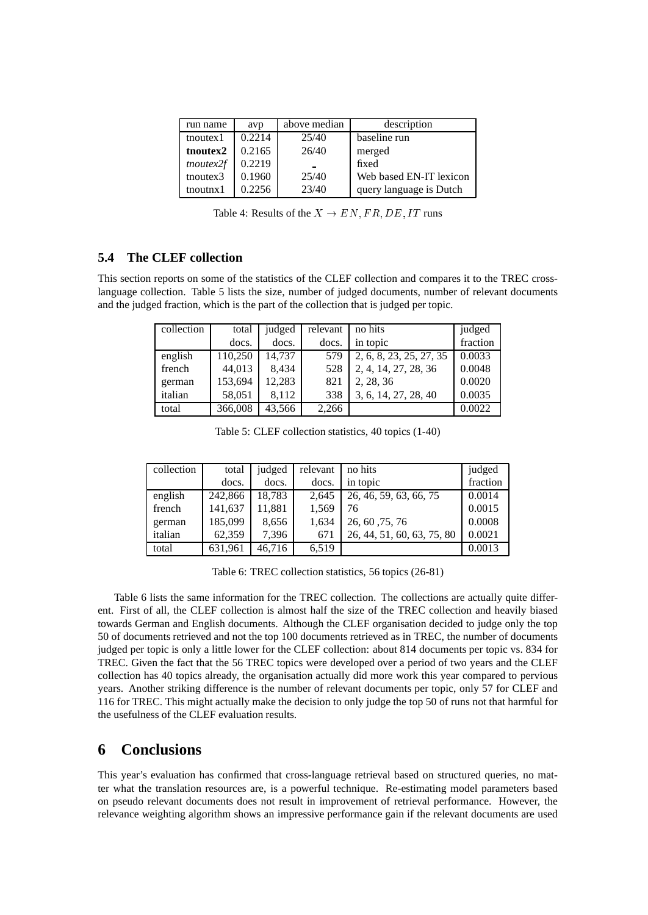| run name | avp | above median | description |
|---|---|---|---|
| tnoutex1 | 0.2214 | 25/40 | baseline run |
| **tnoutex2** | 0.2165 | 26/40 | merged |
| *tnoutex2f* | 0.2219 | - | fixed |
| tnoutex3 | 0.1960 | 25/40 | Web based EN-IT lexicon |
| tnoutnx1 | 0.2256 | 23/40 | query language is Dutch |

Table 4: Results of the $X \rightarrow EN, FR, DE, IT$ runs

### 5.4 The CLEF collection

This section reports on some of the statistics of the CLEF collection and compares it to the TREC cross-language collection. Table 5 lists the size, number of judged documents, number of relevant documents and the judged fraction, which is the part of the collection that is judged per topic.

| collection | total docs. | judged docs. | relevant docs. | no hits in topic | judged fraction |
|---|---|---|---|---|---|
| english | 110,250 | 14,737 | 579 | 2, 6, 8, 23, 25, 27, 35 | 0.0033 |
| french | 44,013 | 8,434 | 528 | 2, 4, 14, 27, 28, 36 | 0.0048 |
| german | 153,694 | 12,283 | 821 | 2, 28, 36 | 0.0020 |
| italian | 58,051 | 8,112 | 338 | 3, 6, 14, 27, 28, 40 | 0.0035 |
| total | 366,008 | 43,566 | 2,266 | | 0.0022 |

Table 5: CLEF collection statistics, 40 topics (1-40)

| collection | total docs. | judged docs. | relevant docs. | no hits in topic | judged fraction |
|---|---|---|---|---|---|
| english | 242,866 | 18,783 | 2,645 | 26, 46, 59, 63, 66, 75 | 0.0014 |
| french | 141,637 | 11,881 | 1,569 | 76 | 0.0015 |
| german | 185,099 | 8,656 | 1,634 | 26, 60 ,75, 76 | 0.0008 |
| italian | 62,359 | 7,396 | 671 | 26, 44, 51, 60, 63, 75, 80 | 0.0021 |
| total | 631,961 | 46,716 | 6,519 | | 0.0013 |

Table 6: TREC collection statistics, 56 topics (26-81)

Table 6 lists the same information for the TREC collection. The collections are actually quite different. First of all, the CLEF collection is almost half the size of the TREC collection and heavily biased towards German and English documents. Although the CLEF organisation decided to judge only the top 50 of documents retrieved and not the top 100 documents retrieved as in TREC, the number of documents judged per topic is only a little lower for the CLEF collection: about 814 documents per topic vs. 834 for TREC. Given the fact that the 56 TREC topics were developed over a period of two years and the CLEF collection has 40 topics already, the organisation actually did more work this year compared to pervious years. Another striking difference is the number of relevant documents per topic, only 57 for CLEF and 116 for TREC. This might actually make the decision to only judge the top 50 of runs not that harmful for the usefulness of the CLEF evaluation results.

## 6 Conclusions

This year's evaluation has confirmed that cross-language retrieval based on structured queries, no matter what the translation resources are, is a powerful technique. Re-estimating model parameters based on pseudo relevant documents does not result in improvement of retrieval performance. However, the relevance weighting algorithm shows an impressive performance gain if the relevant documents are used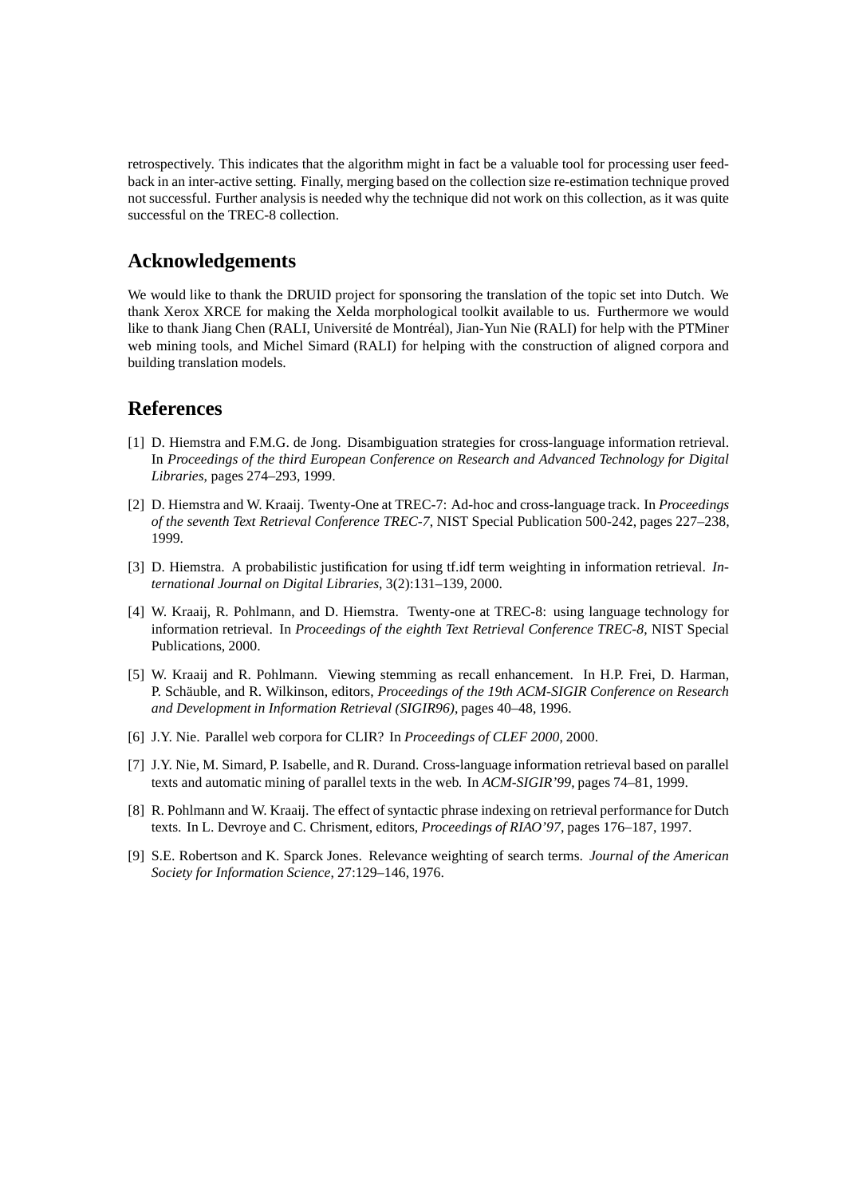retrospectively. This indicates that the algorithm might in fact be a valuable tool for processing user feedback in an inter-active setting. Finally, merging based on the collection size re-estimation technique proved not successful. Further analysis is needed why the technique did not work on this collection, as it was quite successful on the TREC-8 collection.

## Acknowledgements

We would like to thank the DRUID project for sponsoring the translation of the topic set into Dutch. We thank Xerox XRCE for making the Xelda morphological toolkit available to us. Furthermore we would like to thank Jiang Chen (RALI, Université de Montréal), Jian-Yun Nie (RALI) for help with the PTMiner web mining tools, and Michel Simard (RALI) for helping with the construction of aligned corpora and building translation models.

## References

[1] D. Hiemstra and F.M.G. de Jong. Disambiguation strategies for cross-language information retrieval. In *Proceedings of the third European Conference on Research and Advanced Technology for Digital Libraries*, pages 274–293, 1999.

[2] D. Hiemstra and W. Kraaij. Twenty-One at TREC-7: Ad-hoc and cross-language track. In *Proceedings of the seventh Text Retrieval Conference TREC-7*, NIST Special Publication 500-242, pages 227–238, 1999.

[3] D. Hiemstra. A probabilistic justification for using tf.idf term weighting in information retrieval. *International Journal on Digital Libraries*, 3(2):131–139, 2000.

[4] W. Kraaij, R. Pohlmann, and D. Hiemstra. Twenty-one at TREC-8: using language technology for information retrieval. In *Proceedings of the eighth Text Retrieval Conference TREC-8*, NIST Special Publications, 2000.

[5] W. Kraaij and R. Pohlmann. Viewing stemming as recall enhancement. In H.P. Frei, D. Harman, P. Schäuble, and R. Wilkinson, editors, *Proceedings of the 19th ACM-SIGIR Conference on Research and Development in Information Retrieval (SIGIR96)*, pages 40–48, 1996.

[6] J.Y. Nie. Parallel web corpora for CLIR? In *Proceedings of CLEF 2000*, 2000.

[7] J.Y. Nie, M. Simard, P. Isabelle, and R. Durand. Cross-language information retrieval based on parallel texts and automatic mining of parallel texts in the web. In *ACM-SIGIR'99*, pages 74–81, 1999.

[8] R. Pohlmann and W. Kraaij. The effect of syntactic phrase indexing on retrieval performance for Dutch texts. In L. Devroye and C. Chrisment, editors, *Proceedings of RIAO'97*, pages 176–187, 1997.

[9] S.E. Robertson and K. Sparck Jones. Relevance weighting of search terms. *Journal of the American Society for Information Science*, 27:129–146, 1976.